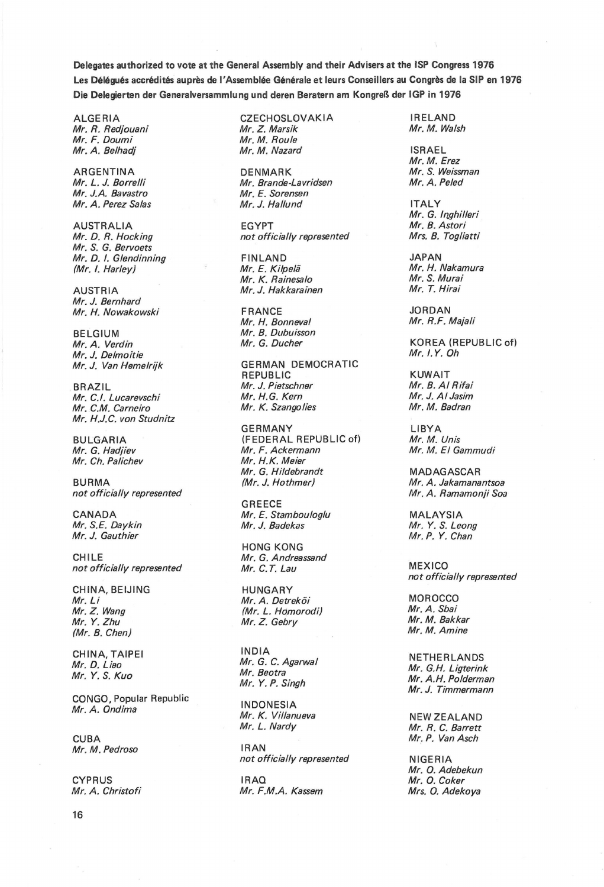**Delegates authorized to vote at the General Assembly and their Advisers at the ISP Congress 1976**
**Les Délégués accrédités auprès de l'Assemblée Générale et leurs Conseillers au Congrès de la SIP en 1976**
**Die Delegierten der Generalversammlung und deren Beratern am Kongreß der IGP in 1976**

ALGERIA
*Mr. R. Redjouani*
*Mr. F. Doumi*
*Mr. A. Belhadj*

ARGENTINA
*Mr. L. J. Borrelli*
*Mr. J.A. Bavastro*
*Mr. A. Perez Salas*

AUSTRALIA
*Mr. D. R. Hocking*
*Mr. S. G. Bervoets*
*Mr. D. I. Glendinning*
*(Mr. I. Harley)*

AUSTRIA
*Mr. J. Bernhard*
*Mr. H. Nowakowski*

BELGIUM
*Mr. A. Verdin*
*Mr. J. Delmoitie*
*Mr. J. Van Hemelrijk*

BRAZIL
*Mr. C.I. Lucarevschi*
*Mr. C.M. Carneiro*
*Mr. H.J.C. von Studnitz*

BULGARIA
*Mr. G. Hadjiev*
*Mr. Ch. Palichev*

BURMA
*not officially represented*

CANADA
*Mr. S.E. Daykin*
*Mr. J. Gauthier*

CHILE
*not officially represented*

CHINA, BEIJING
*Mr. Li*
*Mr. Z. Wang*
*Mr. Y. Zhu*
*(Mr. B. Chen)*

CHINA, TAIPEI
*Mr. D. Liao*
*Mr. Y. S. Kuo*

CONGO, Popular Republic
*Mr. A. Ondima*

CUBA
*Mr. M. Pedroso*

CYPRUS
*Mr. A. Christofi*

CZECHOSLOVAKIA
*Mr. Z. Marsik*
*Mr. M. Roule*
*Mr. M. Nazard*

DENMARK
*Mr. Brande-Lavridsen*
*Mr. E. Sorensen*
*Mr. J. Hallund*

EGYPT
*not officially represented*

FINLAND
*Mr. E. Kilpelä*
*Mr. K. Rainesalo*
*Mr. J. Hakkarainen*

FRANCE
*Mr. H. Bonneval*
*Mr. B. Dubuisson*
*Mr. G. Ducher*

GERMAN DEMOCRATIC REPUBLIC
*Mr. J. Pietschner*
*Mr. H.G. Kern*
*Mr. K. Szangolies*

GERMANY (FEDERAL REPUBLIC of)
*Mr. F. Ackermann*
*Mr. H.K. Meier*
*Mr. G. Hildebrandt*
*(Mr. J. Hothmer)*

GREECE
*Mr. E. Stamboulogl u*
*Mr. J. Badekas*

HONG KONG
*Mr. G. Andreassand*
*Mr. C.T. Lau*

HUNGARY
*Mr. A. Detreköi*
*(Mr. L. Homorodi)*
*Mr. Z. Gebry*

INDIA
*Mr. G. C. Agarwal*
*Mr. Beotra*
*Mr. Y. P. Singh*

INDONESIA
*Mr. K. Villanueva*
*Mr. L. Nardy*

IRAN
*not officially represented*

IRAQ
*Mr. F.M.A. Kassem*

IRELAND
*Mr. M. Walsh*

ISRAEL
*Mr. M. Erez*
*Mr. S. Weissman*
*Mr. A. Peled*

ITALY
*Mr. G. Inghilleri*
*Mr. B. Astori*
*Mrs. B. Togliatti*

JAPAN
*Mr. H. Nakamura*
*Mr. S. Murai*
*Mr. T. Hirai*

JORDAN
*Mr. R.F. Majali*

KOREA (REPUBLIC of)
*Mr. I.Y. Oh*

KUWAIT
*Mr. B. Al Rifai*
*Mr. J. Al Jasim*
*Mr. M. Badran*

LIBYA
*Mr. M. Unis*
*Mr. M. El Gammudi*

MADAGASCAR
*Mr. A. Jakamanantsoa*
*Mr. A. Ramamonji Soa*

MALAYSIA
*Mr. Y. S. Leong*
*Mr. P. Y. Chan*

MEXICO
*not officially represented*

MOROCCO
*Mr. A. Sbai*
*Mr. M. Bakkar*
*Mr. M. Amine*

NETHERLANDS
*Mr. G.H. Ligterink*
*Mr. A.H. Polderman*
*Mr. J. Timmermann*

NEW ZEALAND
*Mr. R. C. Barrett*
*Mr. P. Van Asch*

NIGERIA
*Mr. O. Adebekun*
*Mr. O. Coker*
*Mrs. O. Adekoya*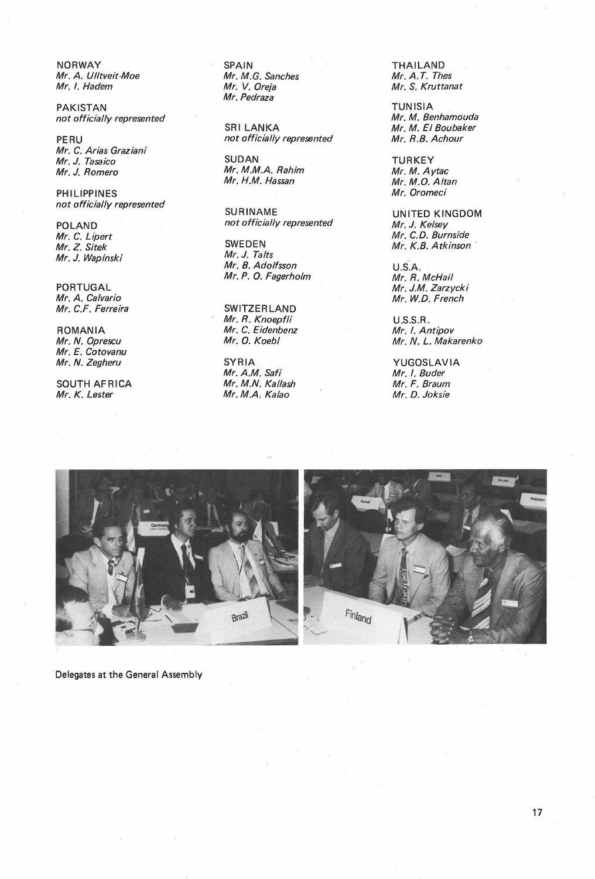NORWAY
*Mr. A. Ulltveit-Moe*
*Mr. I. Hadem*

PAKISTAN
*not officially represented*

PERU
*Mr. C. Arias Graziani*
*Mr. J. Tasaico*
*Mr. J. Romero*

PHILIPPINES
*not officially represented*

POLAND
*Mr. C. Lipert*
*Mr. Z. Sitek*
*Mr. J. Wapinski*

PORTUGAL
*Mr. A. Calvario*
*Mr. C.F. Ferreira*

ROMANIA
*Mr. N. Oprescu*
*Mr. E. Cotovanu*
*Mr. N. Zegheru*

SOUTH AFRICA
*Mr. K. Lester*

SPAIN
*Mr. M.G. Sanches*
*Mr. V. Oreja*
*Mr. Pedraza*

SRI LANKA
*not officially represented*

SUDAN
*Mr. M.M.A. Rahim*
*Mr. H.M. Hassan*

SURINAME
*not officially represented*

SWEDEN
*Mr. J. Talts*
*Mr. B. Adolfsson*
*Mr. P. O. Fagerholm*

SWITZERLAND
*Mr. R. Knoepfli*
*Mr. C. Eidenbenz*
*Mr. O. Koebl*

SYRIA
*Mr. A.M. Safi*
*Mr. M.N. Kallash*
*Mr. M.A. Kalao*

THAILAND
*Mr. A.T. Thes*
*Mr. S. Kruttanat*

TUNISIA
*Mr. M. Benhamouda*
*Mr. M. El Boubaker*
*Mr. R.B. Achour*

TURKEY
*Mr. M. Aytac*
*Mr. M.O. Altan*
*Mr. Oromeci*

UNITED KINGDOM
*Mr. J. Kelsey*
*Mr. C.D. Burnside*
*Mr. K.B. Atkinson*

U.S.A.
*Mr. R. McHail*
*Mr. J.M. Zarzycki*
*Mr. W.D. French*

U.S.S.R.
*Mr. I. Antipov*
*Mr. N. L. Makarenko*

YUGOSLAVIA
*Mr. I. Buder*
*Mr. F. Braum*
*Mr. D. Joksie*

Delegates at the General Assembly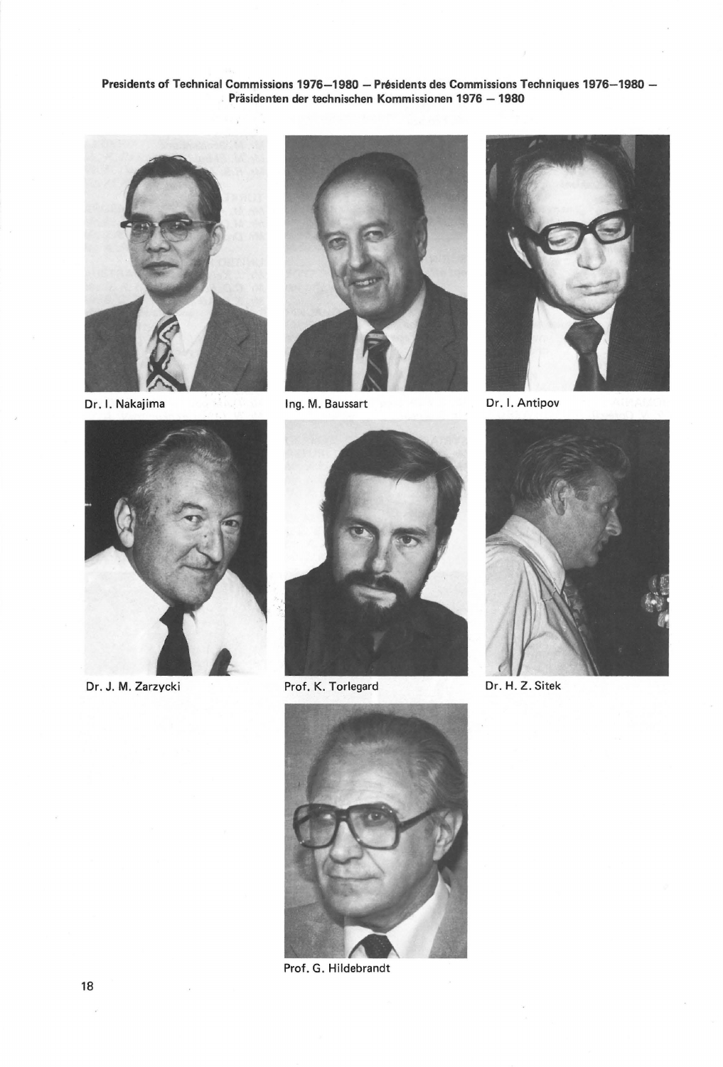**Presidents of Technical Commissions 1976–1980 – Présidents des Commissions Techniques 1976–1980 – Präsidenten der technischen Kommissionen 1976 – 1980**

Dr. I. Nakajima

Ing. M. Baussart

Dr. I. Antipov

Dr. J. M. Zarzycki

Prof. K. Torlegard

Dr. H. Z. Sitek

Prof. G. Hildebrandt